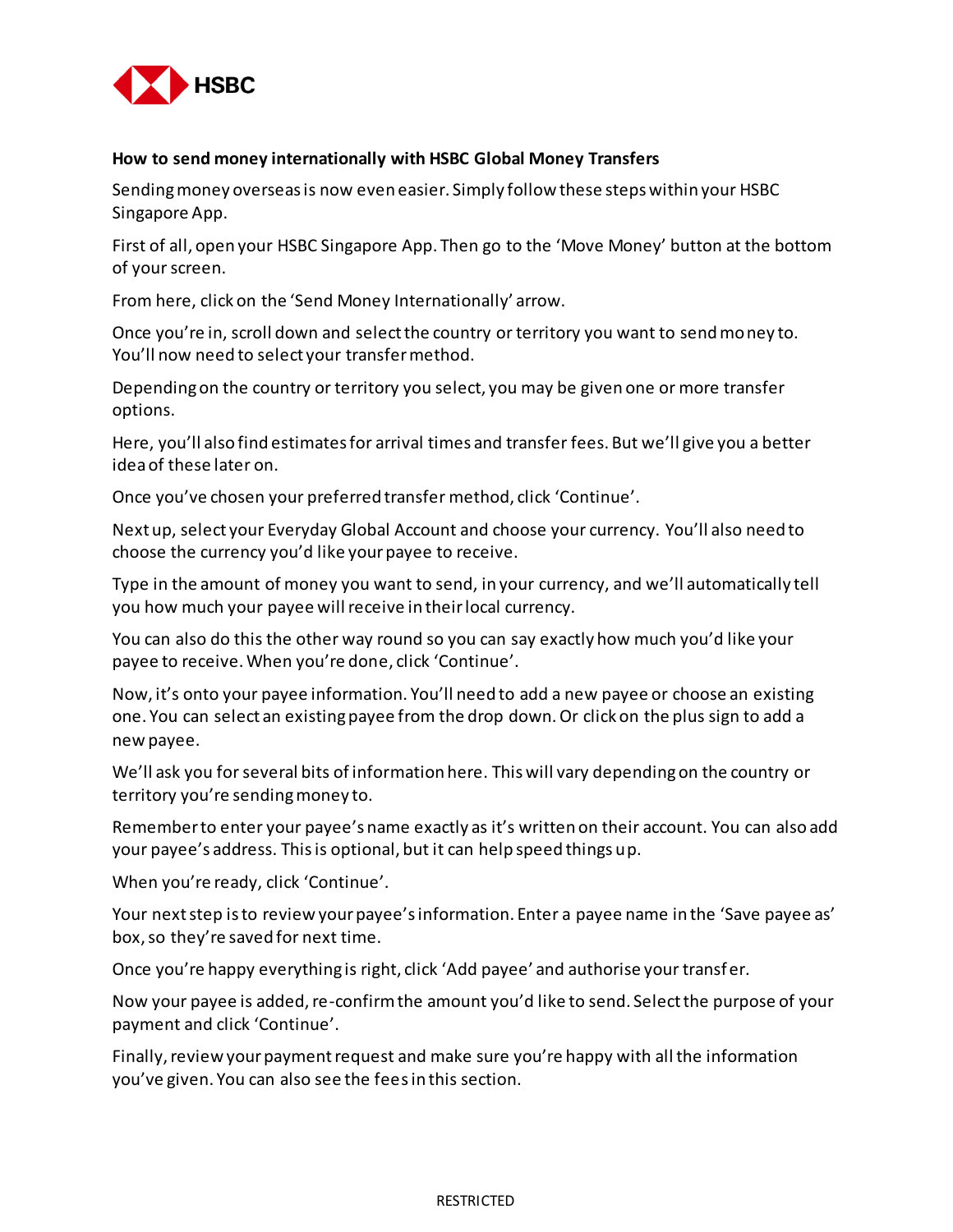**How to send money internationally with HSBC Global Money Transfers**

Sending money overseas is now even easier. Simply follow these steps within your HSBC Singapore App.

First of all, open your HSBC Singapore App. Then go to the 'Move Money' button at the bottom of your screen.

From here, click on the 'Send Money Internationally' arrow.

Once you're in, scroll down and select the country or territory you want to send money to. You'll now need to select your transfer method.

Depending on the country or territory you select, you may be given one or more transfer options.

Here, you'll also find estimates for arrival times and transfer fees. But we'll give you a better idea of these later on.

Once you've chosen your preferred transfer method, click 'Continue'.

Next up, select your Everyday Global Account and choose your currency. You'll also need to choose the currency you'd like your payee to receive.

Type in the amount of money you want to send, in your currency, and we'll automatically tell you how much your payee will receive in their local currency.

You can also do this the other way round so you can say exactly how much you'd like your payee to receive. When you're done, click 'Continue'.

Now, it's onto your payee information. You'll need to add a new payee or choose an existing one. You can select an existing payee from the drop down. Or click on the plus sign to add a new payee.

We'll ask you for several bits of information here. This will vary depending on the country or territory you're sending money to.

Remember to enter your payee's name exactly as it's written on their account. You can also add your payee's address. This is optional, but it can help speed things up.

When you're ready, click 'Continue'.

Your next step is to review your payee's information. Enter a payee name in the 'Save payee as' box, so they're saved for next time.

Once you're happy everything is right, click 'Add payee' and authorise your transfer.

Now your payee is added, re-confirm the amount you'd like to send. Select the purpose of your payment and click 'Continue'.

Finally, review your payment request and make sure you're happy with all the information you've given. You can also see the fees in this section.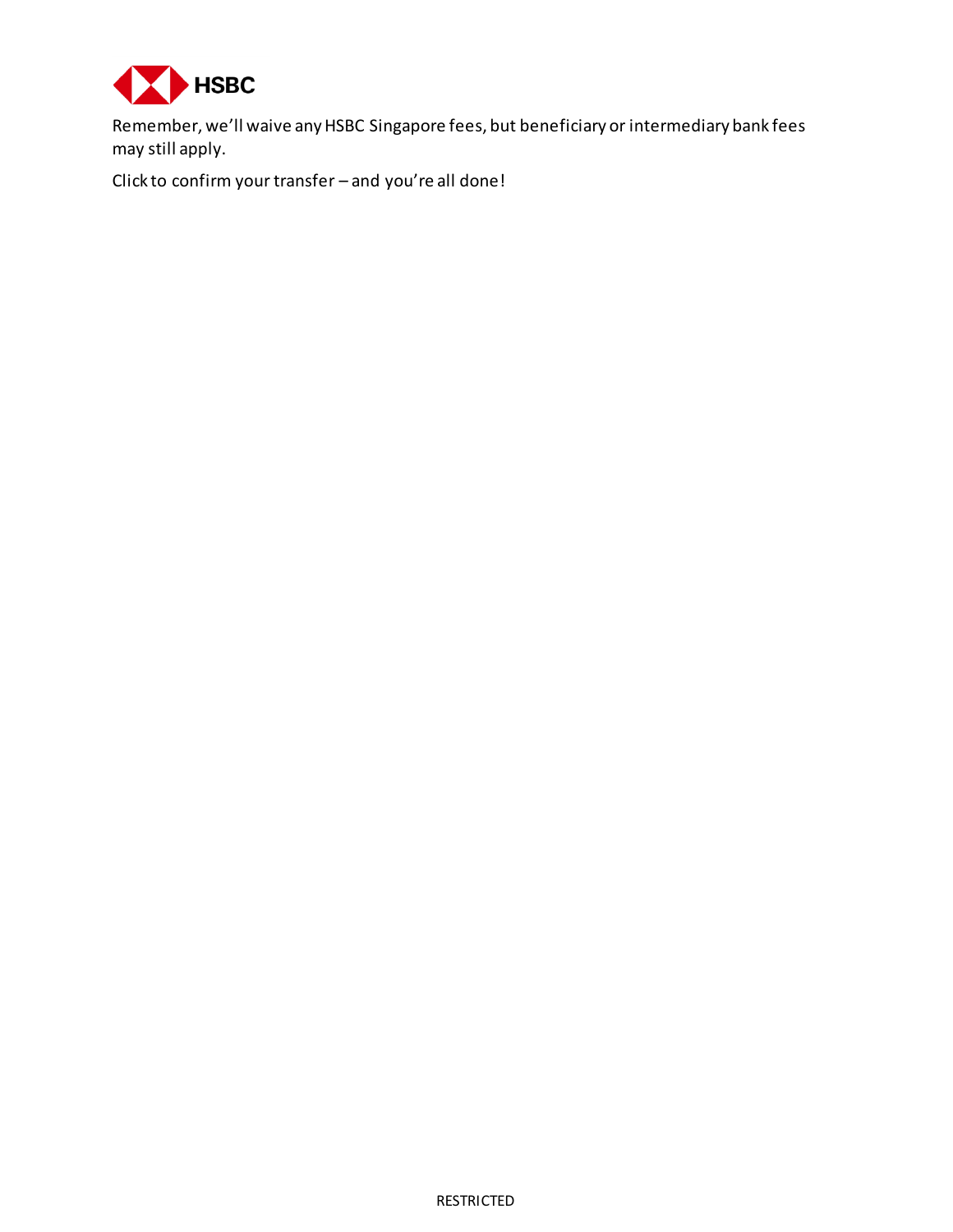Remember, we'll waive any HSBC Singapore fees, but beneficiary or intermediary bank fees may still apply.

Click to confirm your transfer – and you're all done!

RESTRICTED